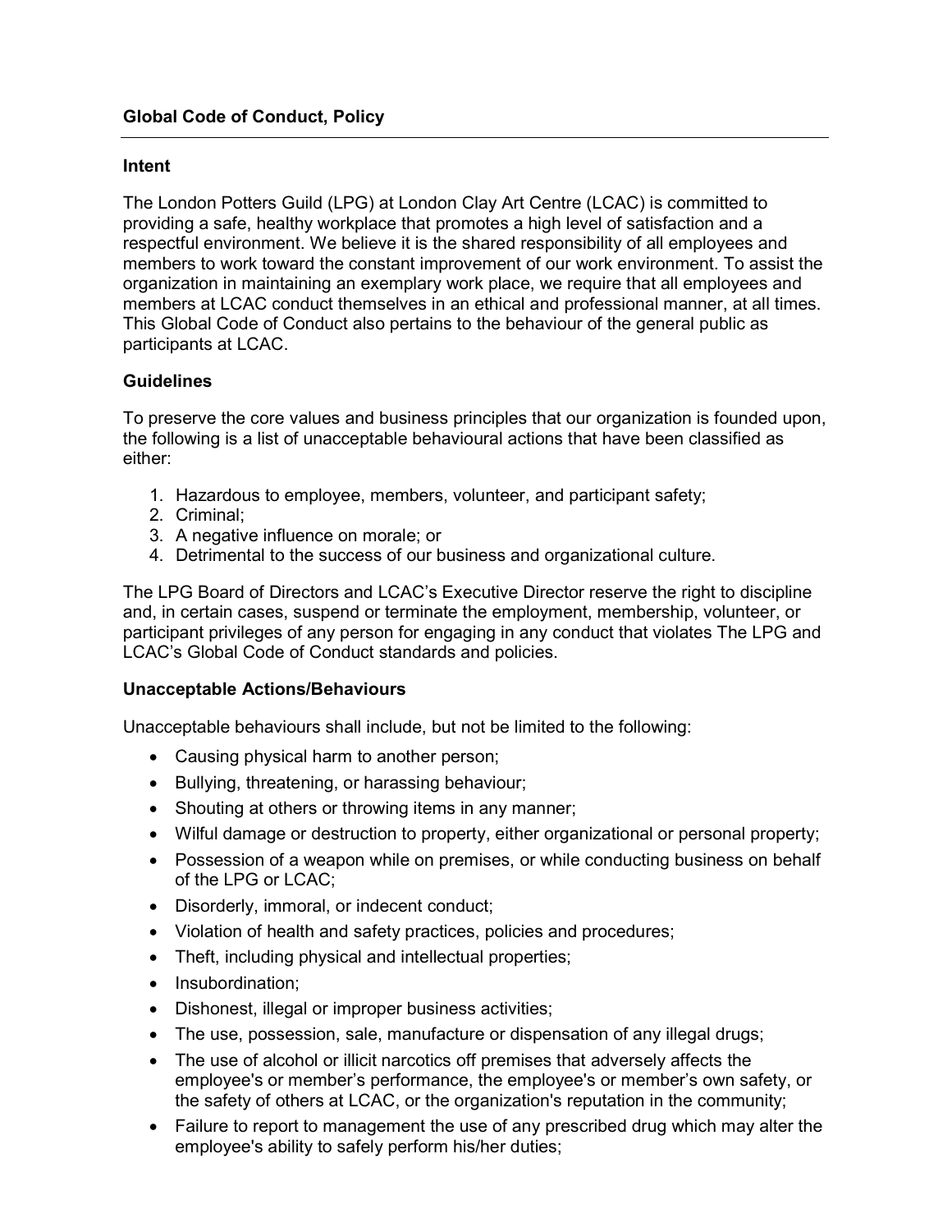## Global Code of Conduct, Policy

---

### Intent

The London Potters Guild (LPG) at London Clay Art Centre (LCAC) is committed to providing a safe, healthy workplace that promotes a high level of satisfaction and a respectful environment. We believe it is the shared responsibility of all employees and members to work toward the constant improvement of our work environment. To assist the organization in maintaining an exemplary work place, we require that all employees and members at LCAC conduct themselves in an ethical and professional manner, at all times. This Global Code of Conduct also pertains to the behaviour of the general public as participants at LCAC.

### Guidelines

To preserve the core values and business principles that our organization is founded upon, the following is a list of unacceptable behavioural actions that have been classified as either:

1. Hazardous to employee, members, volunteer, and participant safety;
2. Criminal;
3. A negative influence on morale; or
4. Detrimental to the success of our business and organizational culture.

The LPG Board of Directors and LCAC's Executive Director reserve the right to discipline and, in certain cases, suspend or terminate the employment, membership, volunteer, or participant privileges of any person for engaging in any conduct that violates The LPG and LCAC's Global Code of Conduct standards and policies.

### Unacceptable Actions/Behaviours

Unacceptable behaviours shall include, but not be limited to the following:

- Causing physical harm to another person;
- Bullying, threatening, or harassing behaviour;
- Shouting at others or throwing items in any manner;
- Wilful damage or destruction to property, either organizational or personal property;
- Possession of a weapon while on premises, or while conducting business on behalf of the LPG or LCAC;
- Disorderly, immoral, or indecent conduct;
- Violation of health and safety practices, policies and procedures;
- Theft, including physical and intellectual properties;
- Insubordination;
- Dishonest, illegal or improper business activities;
- The use, possession, sale, manufacture or dispensation of any illegal drugs;
- The use of alcohol or illicit narcotics off premises that adversely affects the employee's or member's performance, the employee's or member's own safety, or the safety of others at LCAC, or the organization's reputation in the community;
- Failure to report to management the use of any prescribed drug which may alter the employee's ability to safely perform his/her duties;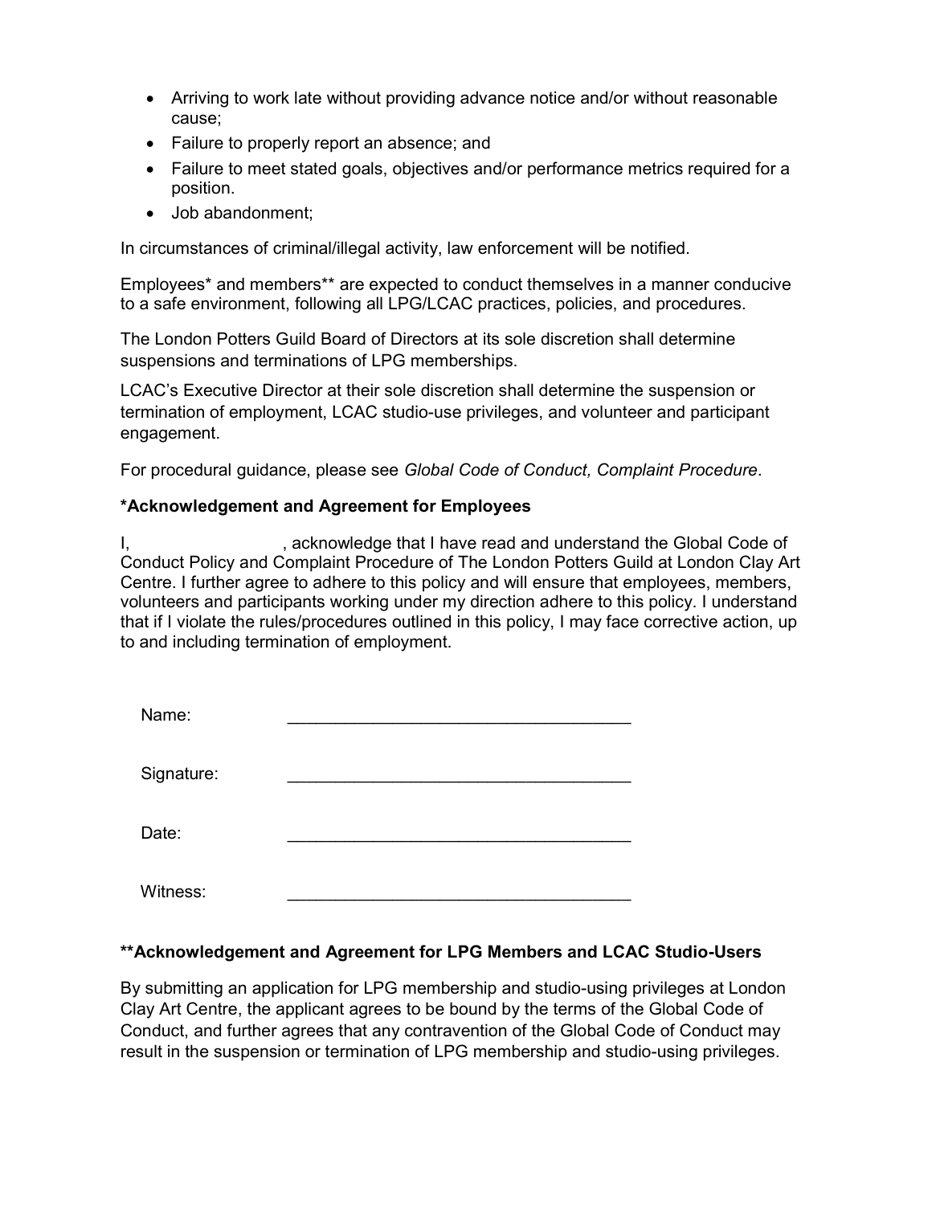- Arriving to work late without providing advance notice and/or without reasonable cause;
- Failure to properly report an absence; and
- Failure to meet stated goals, objectives and/or performance metrics required for a position.
- Job abandonment;

In circumstances of criminal/illegal activity, law enforcement will be notified.

Employees* and members** are expected to conduct themselves in a manner conducive to a safe environment, following all LPG/LCAC practices, policies, and procedures.

The London Potters Guild Board of Directors at its sole discretion shall determine suspensions and terminations of LPG memberships.

LCAC's Executive Director at their sole discretion shall determine the suspension or termination of employment, LCAC studio-use privileges, and volunteer and participant engagement.

For procedural guidance, please see *Global Code of Conduct, Complaint Procedure*.

**\*Acknowledgement and Agreement for Employees**

I, ________________, acknowledge that I have read and understand the Global Code of Conduct Policy and Complaint Procedure of The London Potters Guild at London Clay Art Centre. I further agree to adhere to this policy and will ensure that employees, members, volunteers and participants working under my direction adhere to this policy. I understand that if I violate the rules/procedures outlined in this policy, I may face corrective action, up to and including termination of employment.

Name: ____________________________________

Signature: ____________________________________

Date: ____________________________________

Witness: ____________________________________

**\*\*Acknowledgement and Agreement for LPG Members and LCAC Studio-Users**

By submitting an application for LPG membership and studio-using privileges at London Clay Art Centre, the applicant agrees to be bound by the terms of the Global Code of Conduct, and further agrees that any contravention of the Global Code of Conduct may result in the suspension or termination of LPG membership and studio-using privileges.